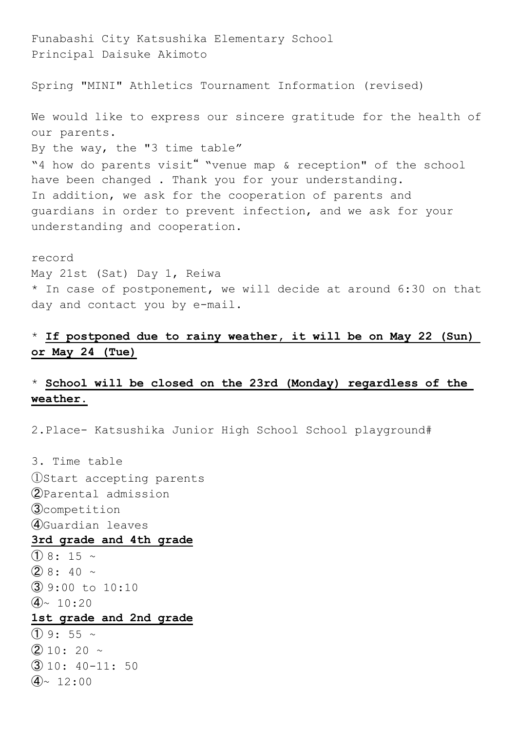Funabashi City Katsushika Elementary School
Principal Daisuke Akimoto

Spring "MINI" Athletics Tournament Information (revised)

We would like to express our sincere gratitude for the health of our parents.
By the way, the "3 time table"
"4 how do parents visit" "venue map & reception" of the school have been changed . Thank you for your understanding.
In addition, we ask for the cooperation of parents and guardians in order to prevent infection, and we ask for your understanding and cooperation.

record
May 21st (Sat) Day 1, Reiwa
* In case of postponement, we will decide at around 6:30 on that day and contact you by e-mail.

* **If postponed due to rainy weather, it will be on May 22 (Sun) or May 24 (Tue)**

* **School will be closed on the 23rd (Monday) regardless of the weather.**

2.Place- Katsushika Junior High School School playground#

3. Time table
①Start accepting parents
②Parental admission
③competition
④Guardian leaves

**3rd grade and 4th grade**
① 8: 15 ~
② 8: 40 ~
③ 9:00 to 10:10
④~ 10:20

**1st grade and 2nd grade**
① 9: 55 ~
② 10: 20 ~
③ 10: 40-11: 50
④~ 12:00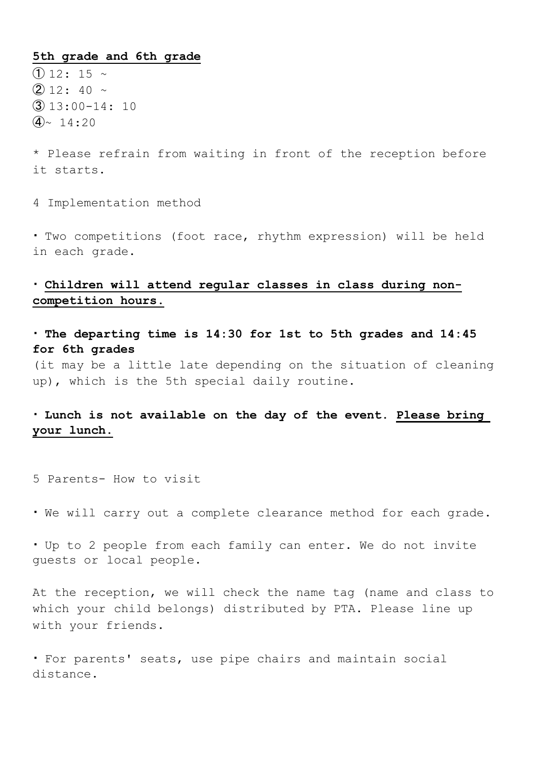**<u>5th grade and 6th grade</u>**

① 12: 15 ~
② 12: 40 ~
③ 13:00-14: 10
④~ 14:20

* Please refrain from waiting in front of the reception before it starts.

4 Implementation method

・Two competitions (foot race, rhythm expression) will be held in each grade.

・**<u>Children will attend regular classes in class during non-competition hours.</u>**

・**The departing time is 14:30 for 1st to 5th grades and 14:45 for 6th grades**
(it may be a little late depending on the situation of cleaning up), which is the 5th special daily routine.

・**Lunch is not available on the day of the event. <u>Please bring your lunch.</u>**

5 Parents- How to visit

・We will carry out a complete clearance method for each grade.

・Up to 2 people from each family can enter. We do not invite guests or local people.

At the reception, we will check the name tag (name and class to which your child belongs) distributed by PTA. Please line up with your friends.

・For parents' seats, use pipe chairs and maintain social distance.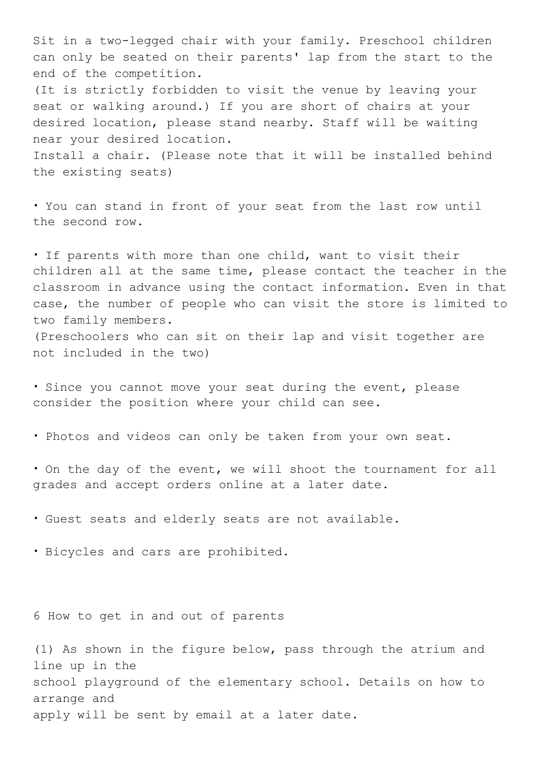Sit in a two-legged chair with your family. Preschool children can only be seated on their parents' lap from the start to the end of the competition.
(It is strictly forbidden to visit the venue by leaving your seat or walking around.) If you are short of chairs at your desired location, please stand nearby. Staff will be waiting near your desired location.
Install a chair. (Please note that it will be installed behind the existing seats)

・You can stand in front of your seat from the last row until the second row.

・If parents with more than one child, want to visit their children all at the same time, please contact the teacher in the classroom in advance using the contact information. Even in that case, the number of people who can visit the store is limited to two family members.
(Preschoolers who can sit on their lap and visit together are not included in the two)

・Since you cannot move your seat during the event, please consider the position where your child can see.

・Photos and videos can only be taken from your own seat.

・On the day of the event, we will shoot the tournament for all grades and accept orders online at a later date.

・Guest seats and elderly seats are not available.

・Bicycles and cars are prohibited.

6 How to get in and out of parents

(1) As shown in the figure below, pass through the atrium and line up in the school playground of the elementary school. Details on how to arrange and apply will be sent by email at a later date.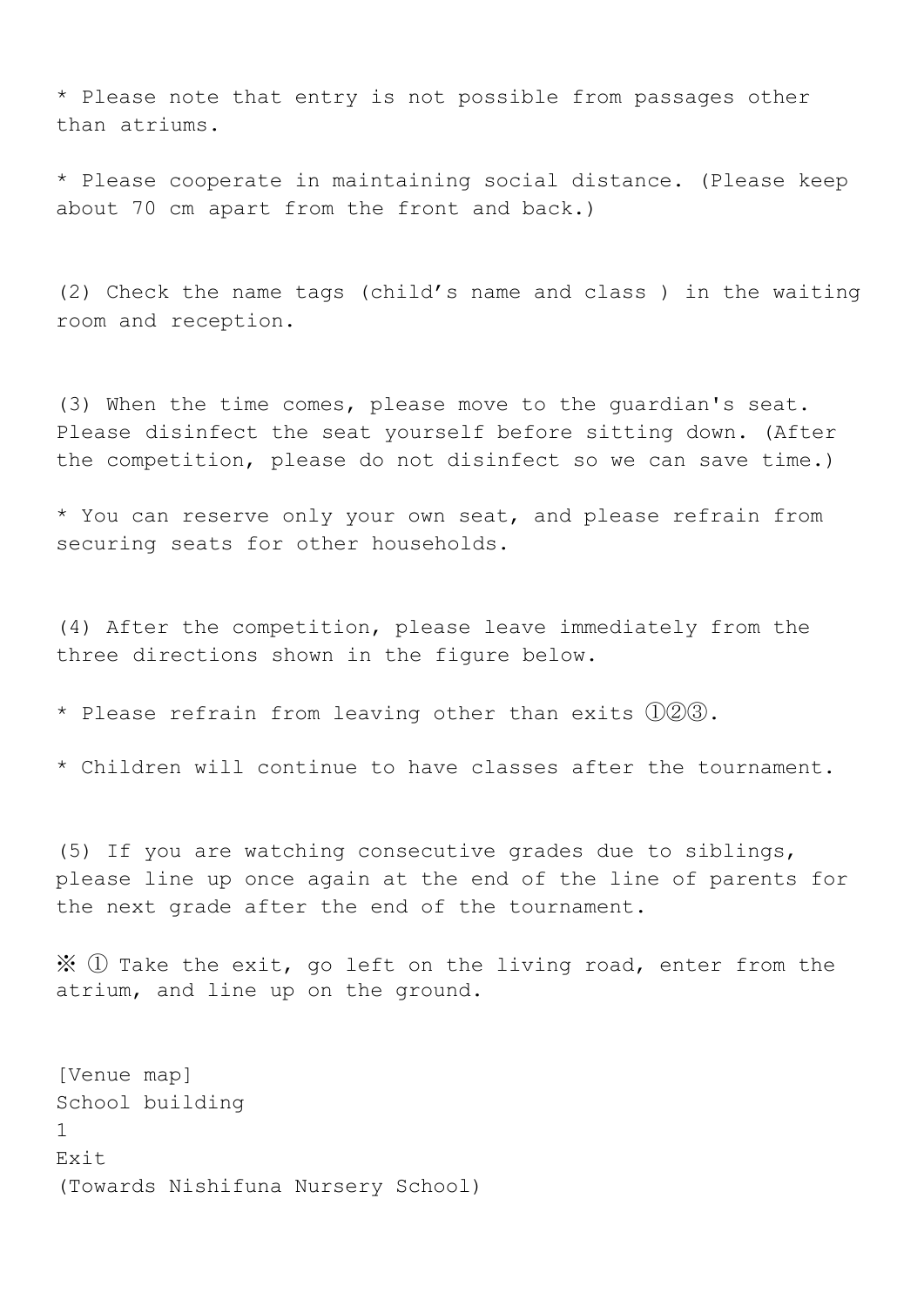* Please note that entry is not possible from passages other than atriums.

* Please cooperate in maintaining social distance. (Please keep about 70 cm apart from the front and back.)

(2) Check the name tags (child's name and class ) in the waiting room and reception.

(3) When the time comes, please move to the guardian's seat. Please disinfect the seat yourself before sitting down. (After the competition, please do not disinfect so we can save time.)

* You can reserve only your own seat, and please refrain from securing seats for other households.

(4) After the competition, please leave immediately from the three directions shown in the figure below.

* Please refrain from leaving other than exits ①②③.

* Children will continue to have classes after the tournament.

(5) If you are watching consecutive grades due to siblings, please line up once again at the end of the line of parents for the next grade after the end of the tournament.

※ ① Take the exit, go left on the living road, enter from the atrium, and line up on the ground.

[Venue map]
School building
1
Exit
(Towards Nishifuna Nursery School)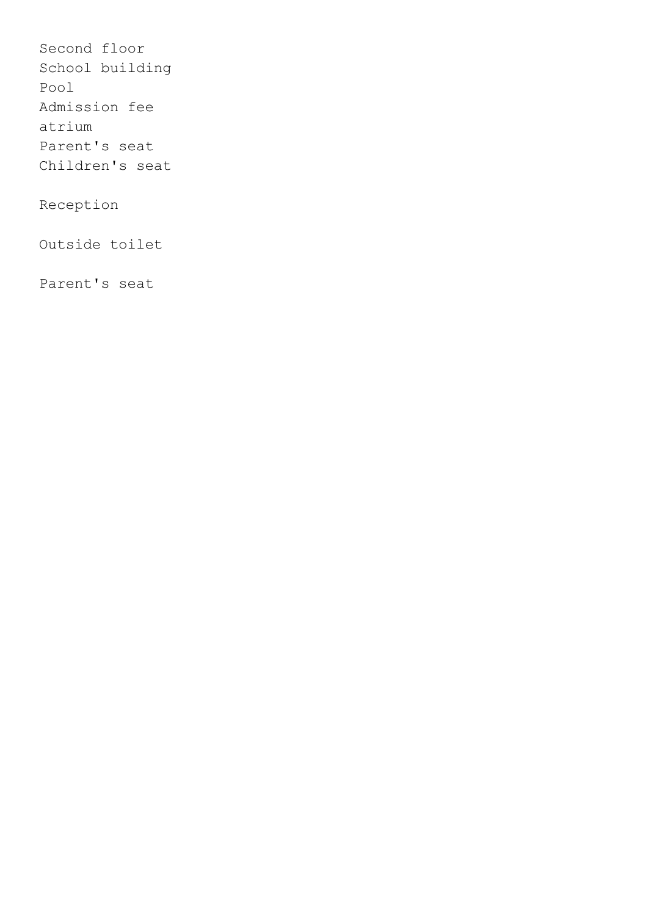Second floor
School building
Pool
Admission fee
atrium
Parent's seat
Children's seat

Reception

Outside toilet

Parent's seat